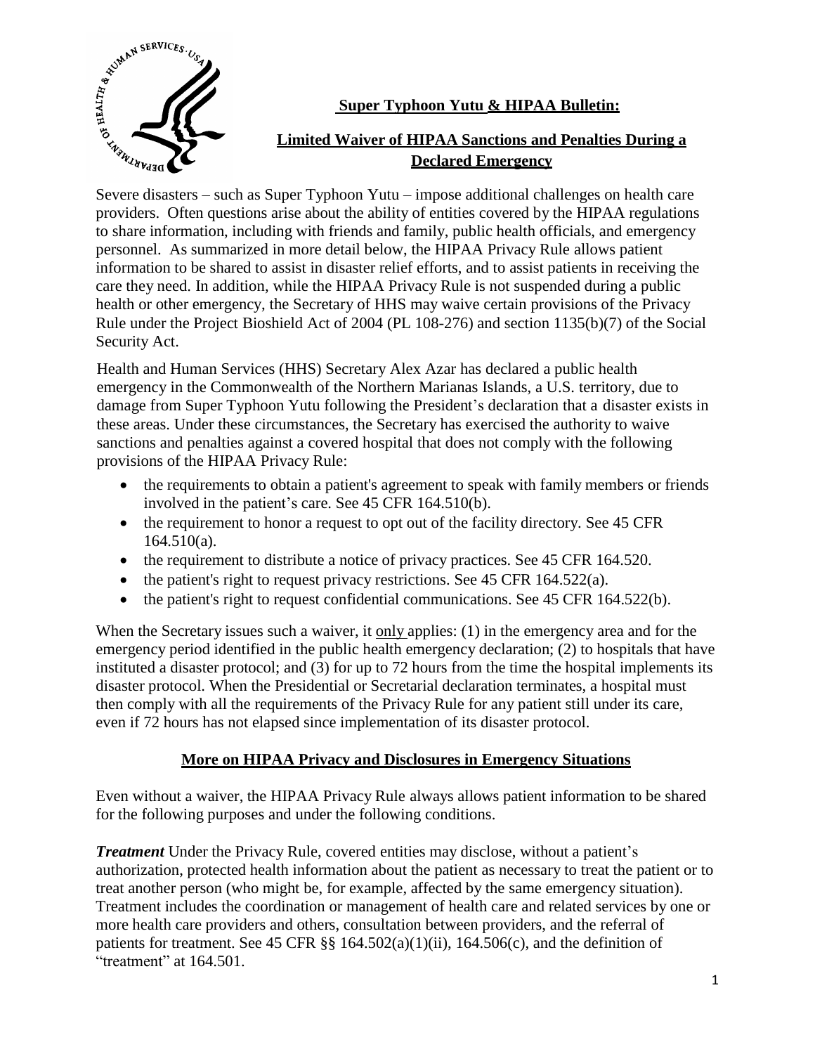# Super Typhoon Yutu & HIPAA Bulletin:

## Limited Waiver of HIPAA Sanctions and Penalties During a Declared Emergency

Severe disasters – such as Super Typhoon Yutu – impose additional challenges on health care providers. Often questions arise about the ability of entities covered by the HIPAA regulations to share information, including with friends and family, public health officials, and emergency personnel. As summarized in more detail below, the HIPAA Privacy Rule allows patient information to be shared to assist in disaster relief efforts, and to assist patients in receiving the care they need. In addition, while the HIPAA Privacy Rule is not suspended during a public health or other emergency, the Secretary of HHS may waive certain provisions of the Privacy Rule under the Project Bioshield Act of 2004 (PL 108-276) and section 1135(b)(7) of the Social Security Act.

Health and Human Services (HHS) Secretary Alex Azar has declared a public health emergency in the Commonwealth of the Northern Marianas Islands, a U.S. territory, due to damage from Super Typhoon Yutu following the President's declaration that a disaster exists in these areas. Under these circumstances, the Secretary has exercised the authority to waive sanctions and penalties against a covered hospital that does not comply with the following provisions of the HIPAA Privacy Rule:

- the requirements to obtain a patient's agreement to speak with family members or friends involved in the patient's care. See 45 CFR 164.510(b).
- the requirement to honor a request to opt out of the facility directory. See 45 CFR 164.510(a).
- the requirement to distribute a notice of privacy practices. See 45 CFR 164.520.
- the patient's right to request privacy restrictions. See 45 CFR 164.522(a).
- the patient's right to request confidential communications. See 45 CFR 164.522(b).

When the Secretary issues such a waiver, it only applies: (1) in the emergency area and for the emergency period identified in the public health emergency declaration; (2) to hospitals that have instituted a disaster protocol; and (3) for up to 72 hours from the time the hospital implements its disaster protocol. When the Presidential or Secretarial declaration terminates, a hospital must then comply with all the requirements of the Privacy Rule for any patient still under its care, even if 72 hours has not elapsed since implementation of its disaster protocol.

## More on HIPAA Privacy and Disclosures in Emergency Situations

Even without a waiver, the HIPAA Privacy Rule always allows patient information to be shared for the following purposes and under the following conditions.

***Treatment*** Under the Privacy Rule, covered entities may disclose, without a patient's authorization, protected health information about the patient as necessary to treat the patient or to treat another person (who might be, for example, affected by the same emergency situation). Treatment includes the coordination or management of health care and related services by one or more health care providers and others, consultation between providers, and the referral of patients for treatment. See 45 CFR §§ 164.502(a)(1)(ii), 164.506(c), and the definition of "treatment" at 164.501.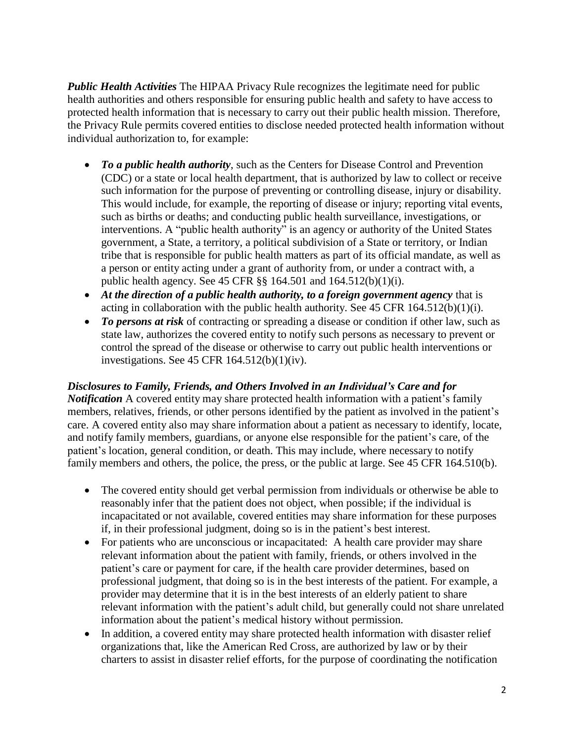***Public Health Activities*** The HIPAA Privacy Rule recognizes the legitimate need for public health authorities and others responsible for ensuring public health and safety to have access to protected health information that is necessary to carry out their public health mission. Therefore, the Privacy Rule permits covered entities to disclose needed protected health information without individual authorization to, for example:

- ***To a public health authority***, such as the Centers for Disease Control and Prevention (CDC) or a state or local health department, that is authorized by law to collect or receive such information for the purpose of preventing or controlling disease, injury or disability. This would include, for example, the reporting of disease or injury; reporting vital events, such as births or deaths; and conducting public health surveillance, investigations, or interventions. A "public health authority" is an agency or authority of the United States government, a State, a territory, a political subdivision of a State or territory, or Indian tribe that is responsible for public health matters as part of its official mandate, as well as a person or entity acting under a grant of authority from, or under a contract with, a public health agency. See 45 CFR §§ 164.501 and 164.512(b)(1)(i).
- ***At the direction of a public health authority, to a foreign government agency*** that is acting in collaboration with the public health authority. See 45 CFR 164.512(b)(1)(i).
- ***To persons at risk*** of contracting or spreading a disease or condition if other law, such as state law, authorizes the covered entity to notify such persons as necessary to prevent or control the spread of the disease or otherwise to carry out public health interventions or investigations. See 45 CFR 164.512(b)(1)(iv).

***Disclosures to Family, Friends, and Others Involved in an Individual's Care and for Notification*** A covered entity may share protected health information with a patient's family members, relatives, friends, or other persons identified by the patient as involved in the patient's care. A covered entity also may share information about a patient as necessary to identify, locate, and notify family members, guardians, or anyone else responsible for the patient's care, of the patient's location, general condition, or death. This may include, where necessary to notify family members and others, the police, the press, or the public at large. See 45 CFR 164.510(b).

- The covered entity should get verbal permission from individuals or otherwise be able to reasonably infer that the patient does not object, when possible; if the individual is incapacitated or not available, covered entities may share information for these purposes if, in their professional judgment, doing so is in the patient's best interest.
- For patients who are unconscious or incapacitated: A health care provider may share relevant information about the patient with family, friends, or others involved in the patient's care or payment for care, if the health care provider determines, based on professional judgment, that doing so is in the best interests of the patient. For example, a provider may determine that it is in the best interests of an elderly patient to share relevant information with the patient's adult child, but generally could not share unrelated information about the patient's medical history without permission.
- In addition, a covered entity may share protected health information with disaster relief organizations that, like the American Red Cross, are authorized by law or by their charters to assist in disaster relief efforts, for the purpose of coordinating the notification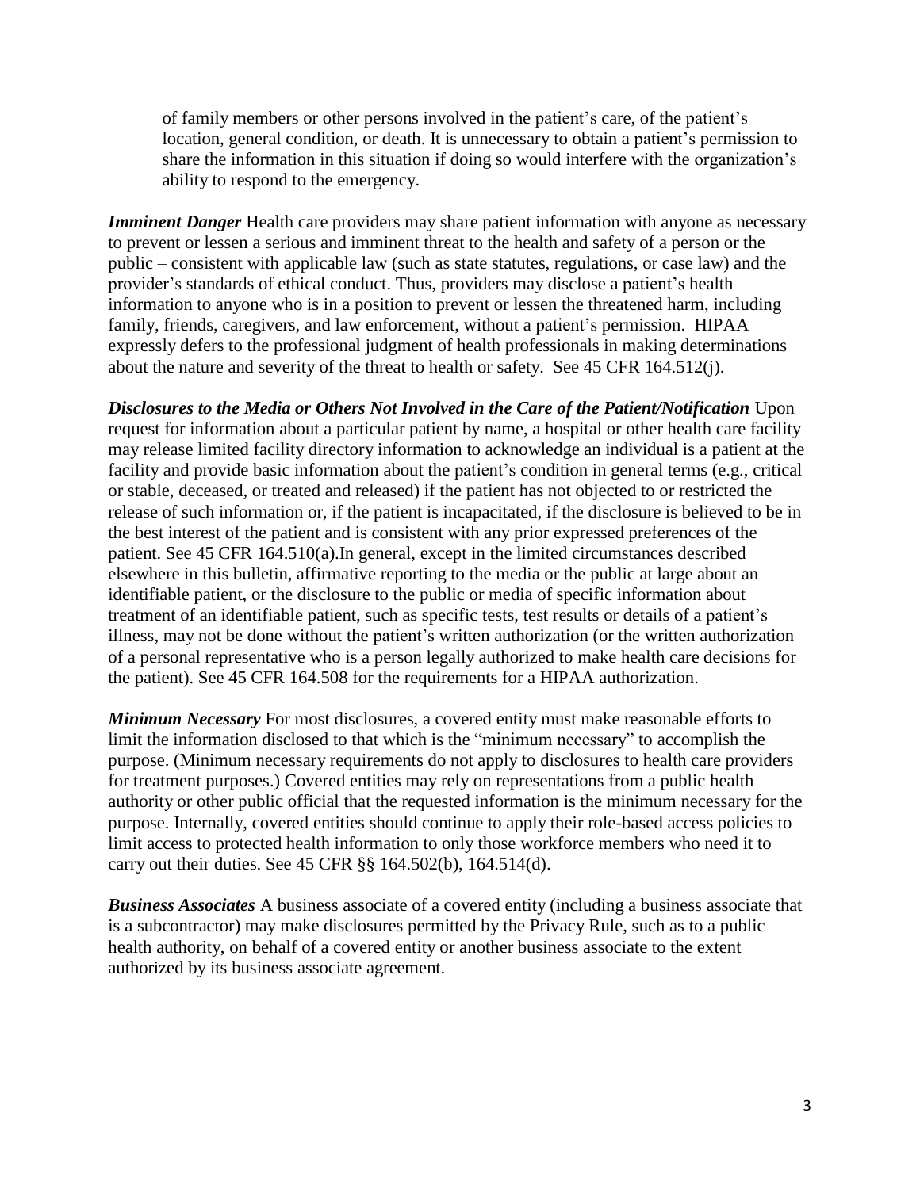of family members or other persons involved in the patient's care, of the patient's location, general condition, or death. It is unnecessary to obtain a patient's permission to share the information in this situation if doing so would interfere with the organization's ability to respond to the emergency.

***Imminent Danger*** Health care providers may share patient information with anyone as necessary to prevent or lessen a serious and imminent threat to the health and safety of a person or the public – consistent with applicable law (such as state statutes, regulations, or case law) and the provider's standards of ethical conduct. Thus, providers may disclose a patient's health information to anyone who is in a position to prevent or lessen the threatened harm, including family, friends, caregivers, and law enforcement, without a patient's permission. HIPAA expressly defers to the professional judgment of health professionals in making determinations about the nature and severity of the threat to health or safety. See 45 CFR 164.512(j).

***Disclosures to the Media or Others Not Involved in the Care of the Patient/Notification*** Upon request for information about a particular patient by name, a hospital or other health care facility may release limited facility directory information to acknowledge an individual is a patient at the facility and provide basic information about the patient's condition in general terms (e.g., critical or stable, deceased, or treated and released) if the patient has not objected to or restricted the release of such information or, if the patient is incapacitated, if the disclosure is believed to be in the best interest of the patient and is consistent with any prior expressed preferences of the patient. See 45 CFR 164.510(a).In general, except in the limited circumstances described elsewhere in this bulletin, affirmative reporting to the media or the public at large about an identifiable patient, or the disclosure to the public or media of specific information about treatment of an identifiable patient, such as specific tests, test results or details of a patient's illness, may not be done without the patient's written authorization (or the written authorization of a personal representative who is a person legally authorized to make health care decisions for the patient). See 45 CFR 164.508 for the requirements for a HIPAA authorization.

***Minimum Necessary*** For most disclosures, a covered entity must make reasonable efforts to limit the information disclosed to that which is the "minimum necessary" to accomplish the purpose. (Minimum necessary requirements do not apply to disclosures to health care providers for treatment purposes.) Covered entities may rely on representations from a public health authority or other public official that the requested information is the minimum necessary for the purpose. Internally, covered entities should continue to apply their role-based access policies to limit access to protected health information to only those workforce members who need it to carry out their duties. See 45 CFR §§ 164.502(b), 164.514(d).

***Business Associates*** A business associate of a covered entity (including a business associate that is a subcontractor) may make disclosures permitted by the Privacy Rule, such as to a public health authority, on behalf of a covered entity or another business associate to the extent authorized by its business associate agreement.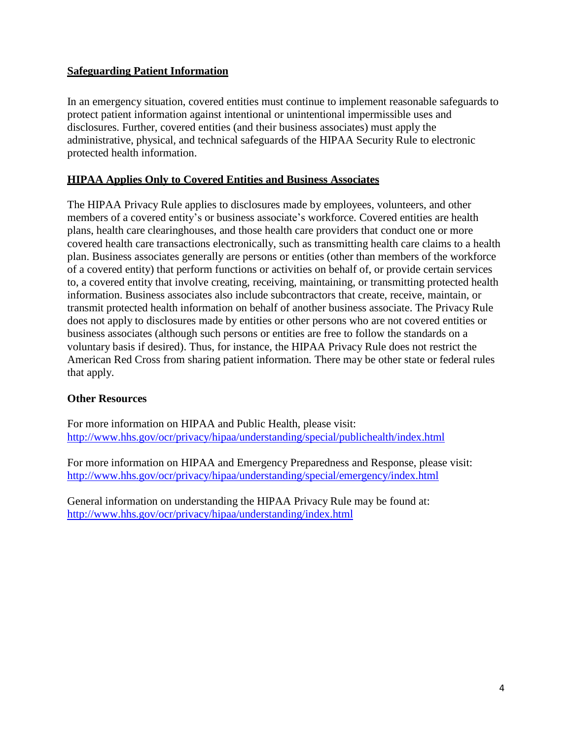## Safeguarding Patient Information

In an emergency situation, covered entities must continue to implement reasonable safeguards to protect patient information against intentional or unintentional impermissible uses and disclosures. Further, covered entities (and their business associates) must apply the administrative, physical, and technical safeguards of the HIPAA Security Rule to electronic protected health information.

## HIPAA Applies Only to Covered Entities and Business Associates

The HIPAA Privacy Rule applies to disclosures made by employees, volunteers, and other members of a covered entity's or business associate's workforce. Covered entities are health plans, health care clearinghouses, and those health care providers that conduct one or more covered health care transactions electronically, such as transmitting health care claims to a health plan. Business associates generally are persons or entities (other than members of the workforce of a covered entity) that perform functions or activities on behalf of, or provide certain services to, a covered entity that involve creating, receiving, maintaining, or transmitting protected health information. Business associates also include subcontractors that create, receive, maintain, or transmit protected health information on behalf of another business associate. The Privacy Rule does not apply to disclosures made by entities or other persons who are not covered entities or business associates (although such persons or entities are free to follow the standards on a voluntary basis if desired). Thus, for instance, the HIPAA Privacy Rule does not restrict the American Red Cross from sharing patient information. There may be other state or federal rules that apply.

**Other Resources**

For more information on HIPAA and Public Health, please visit:
http://www.hhs.gov/ocr/privacy/hipaa/understanding/special/publichealth/index.html

For more information on HIPAA and Emergency Preparedness and Response, please visit:
http://www.hhs.gov/ocr/privacy/hipaa/understanding/special/emergency/index.html

General information on understanding the HIPAA Privacy Rule may be found at:
http://www.hhs.gov/ocr/privacy/hipaa/understanding/index.html